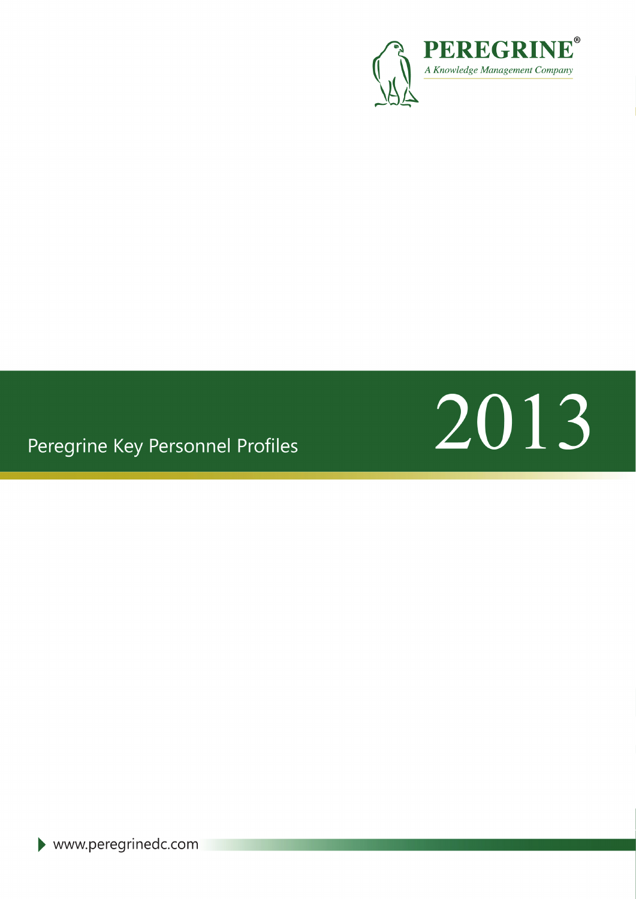**PEREGRINE®**

*A Knowledge Management Company*

# Peregrine Key Personnel Profiles

# 2013

www.peregrinedc.com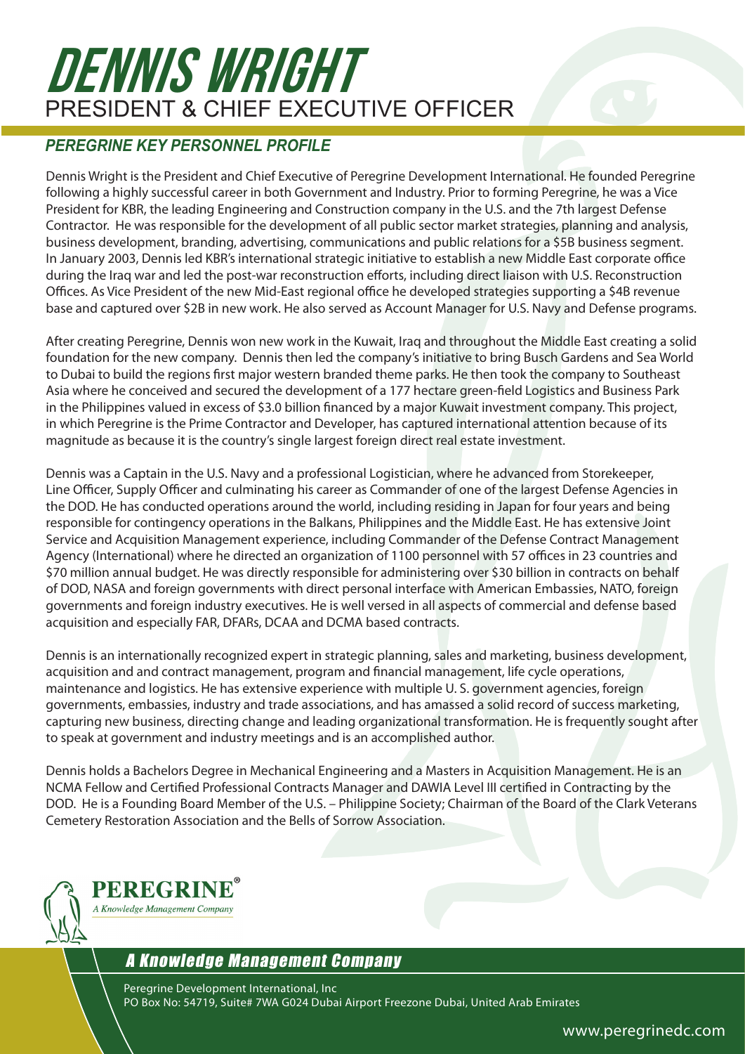# DENNIS WRIGHT

## PRESIDENT & CHIEF EXECUTIVE OFFICER

### *PEREGRINE KEY PERSONNEL PROFILE*

Dennis Wright is the President and Chief Executive of Peregrine Development International. He founded Peregrine following a highly successful career in both Government and Industry. Prior to forming Peregrine, he was a Vice President for KBR, the leading Engineering and Construction company in the U.S. and the 7th largest Defense Contractor. He was responsible for the development of all public sector market strategies, planning and analysis, business development, branding, advertising, communications and public relations for a $5B business segment. In January 2003, Dennis led KBR's international strategic initiative to establish a new Middle East corporate office during the Iraq war and led the post-war reconstruction efforts, including direct liaison with U.S. Reconstruction Offices. As Vice President of the new Mid-East regional office he developed strategies supporting a $4B revenue base and captured over $2B in new work. He also served as Account Manager for U.S. Navy and Defense programs.

After creating Peregrine, Dennis won new work in the Kuwait, Iraq and throughout the Middle East creating a solid foundation for the new company. Dennis then led the company's initiative to bring Busch Gardens and Sea World to Dubai to build the regions first major western branded theme parks. He then took the company to Southeast Asia where he conceived and secured the development of a 177 hectare green-field Logistics and Business Park in the Philippines valued in excess of $3.0 billion financed by a major Kuwait investment company. This project, in which Peregrine is the Prime Contractor and Developer, has captured international attention because of its magnitude as because it is the country's single largest foreign direct real estate investment.

Dennis was a Captain in the U.S. Navy and a professional Logistician, where he advanced from Storekeeper, Line Officer, Supply Officer and culminating his career as Commander of one of the largest Defense Agencies in the DOD. He has conducted operations around the world, including residing in Japan for four years and being responsible for contingency operations in the Balkans, Philippines and the Middle East. He has extensive Joint Service and Acquisition Management experience, including Commander of the Defense Contract Management Agency (International) where he directed an organization of 1100 personnel with 57 offices in 23 countries and $70 million annual budget. He was directly responsible for administering over $30 billion in contracts on behalf of DOD, NASA and foreign governments with direct personal interface with American Embassies, NATO, foreign governments and foreign industry executives. He is well versed in all aspects of commercial and defense based acquisition and especially FAR, DFARs, DCAA and DCMA based contracts.

Dennis is an internationally recognized expert in strategic planning, sales and marketing, business development, acquisition and and contract management, program and financial management, life cycle operations, maintenance and logistics. He has extensive experience with multiple U. S. government agencies, foreign governments, embassies, industry and trade associations, and has amassed a solid record of success marketing, capturing new business, directing change and leading organizational transformation. He is frequently sought after to speak at government and industry meetings and is an accomplished author.

Dennis holds a Bachelors Degree in Mechanical Engineering and a Masters in Acquisition Management. He is an NCMA Fellow and Certified Professional Contracts Manager and DAWIA Level III certified in Contracting by the DOD. He is a Founding Board Member of the U.S. – Philippine Society; Chairman of the Board of the Clark Veterans Cemetery Restoration Association and the Bells of Sorrow Association.

**PEREGRINE®**
*A Knowledge Management Company*

***A Knowledge Management Company***

Peregrine Development International, Inc
PO Box No: 54719, Suite# 7WA G024 Dubai Airport Freezone Dubai, United Arab Emirates

www.peregrinedc.com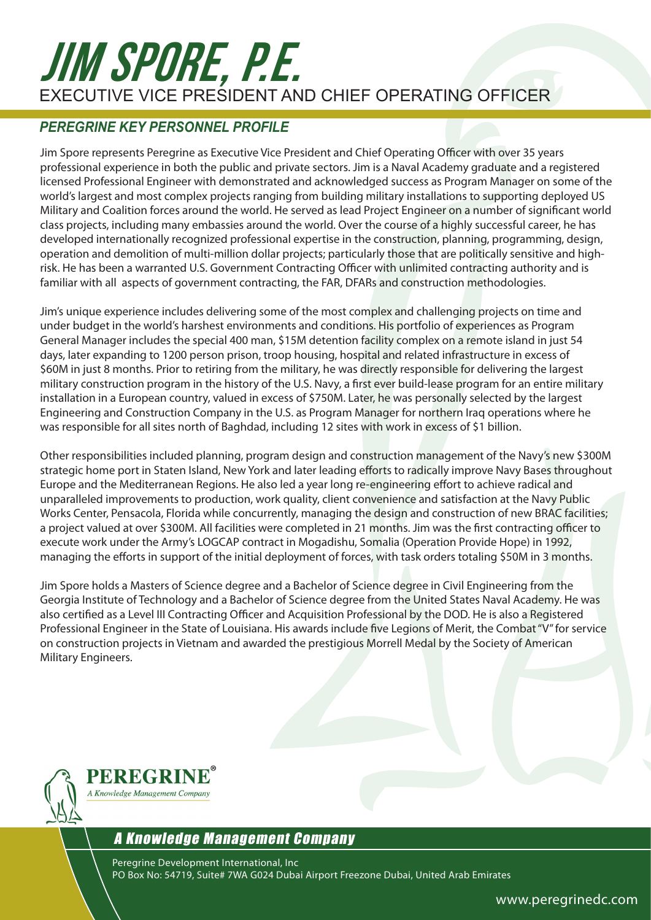# JIM SPORE, P.E.

EXECUTIVE VICE PRESIDENT AND CHIEF OPERATING OFFICER

## *PEREGRINE KEY PERSONNEL PROFILE*

Jim Spore represents Peregrine as Executive Vice President and Chief Operating Officer with over 35 years professional experience in both the public and private sectors. Jim is a Naval Academy graduate and a registered licensed Professional Engineer with demonstrated and acknowledged success as Program Manager on some of the world's largest and most complex projects ranging from building military installations to supporting deployed US Military and Coalition forces around the world. He served as lead Project Engineer on a number of significant world class projects, including many embassies around the world. Over the course of a highly successful career, he has developed internationally recognized professional expertise in the construction, planning, programming, design, operation and demolition of multi-million dollar projects; particularly those that are politically sensitive and high-risk. He has been a warranted U.S. Government Contracting Officer with unlimited contracting authority and is familiar with all aspects of government contracting, the FAR, DFARs and construction methodologies.

Jim's unique experience includes delivering some of the most complex and challenging projects on time and under budget in the world's harshest environments and conditions. His portfolio of experiences as Program General Manager includes the special 400 man, $15M detention facility complex on a remote island in just 54 days, later expanding to 1200 person prison, troop housing, hospital and related infrastructure in excess of $60M in just 8 months. Prior to retiring from the military, he was directly responsible for delivering the largest military construction program in the history of the U.S. Navy, a first ever build-lease program for an entire military installation in a European country, valued in excess of $750M. Later, he was personally selected by the largest Engineering and Construction Company in the U.S. as Program Manager for northern Iraq operations where he was responsible for all sites north of Baghdad, including 12 sites with work in excess of $1 billion.

Other responsibilities included planning, program design and construction management of the Navy's new $300M strategic home port in Staten Island, New York and later leading efforts to radically improve Navy Bases throughout Europe and the Mediterranean Regions. He also led a year long re-engineering effort to achieve radical and unparalleled improvements to production, work quality, client convenience and satisfaction at the Navy Public Works Center, Pensacola, Florida while concurrently, managing the design and construction of new BRAC facilities; a project valued at over $300M. All facilities were completed in 21 months. Jim was the first contracting officer to execute work under the Army's LOGCAP contract in Mogadishu, Somalia (Operation Provide Hope) in 1992, managing the efforts in support of the initial deployment of forces, with task orders totaling $50M in 3 months.

Jim Spore holds a Masters of Science degree and a Bachelor of Science degree in Civil Engineering from the Georgia Institute of Technology and a Bachelor of Science degree from the United States Naval Academy. He was also certified as a Level III Contracting Officer and Acquisition Professional by the DOD. He is also a Registered Professional Engineer in the State of Louisiana. His awards include five Legions of Merit, the Combat "V" for service on construction projects in Vietnam and awarded the prestigious Morrell Medal by the Society of American Military Engineers.

**PEREGRINE®**
*A Knowledge Management Company*

*A Knowledge Management Company*

Peregrine Development International, Inc
PO Box No: 54719, Suite# 7WA G024 Dubai Airport Freezone Dubai, United Arab Emirates

www.peregrinedc.com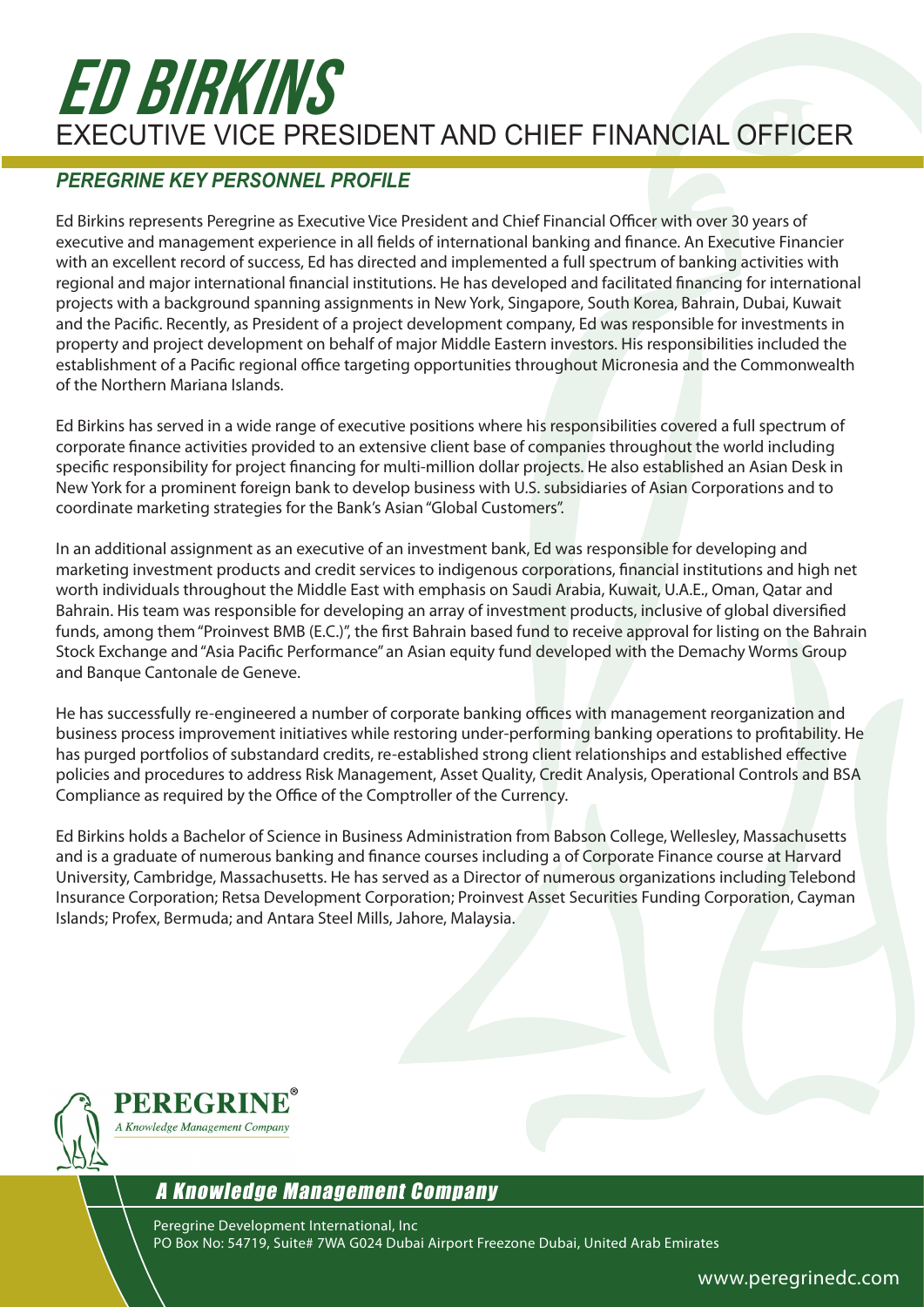# ED BIRKINS

## EXECUTIVE VICE PRESIDENT AND CHIEF FINANCIAL OFFICER

### *PEREGRINE KEY PERSONNEL PROFILE*

Ed Birkins represents Peregrine as Executive Vice President and Chief Financial Officer with over 30 years of executive and management experience in all fields of international banking and finance. An Executive Financier with an excellent record of success, Ed has directed and implemented a full spectrum of banking activities with regional and major international financial institutions. He has developed and facilitated financing for international projects with a background spanning assignments in New York, Singapore, South Korea, Bahrain, Dubai, Kuwait and the Pacific. Recently, as President of a project development company, Ed was responsible for investments in property and project development on behalf of major Middle Eastern investors. His responsibilities included the establishment of a Pacific regional office targeting opportunities throughout Micronesia and the Commonwealth of the Northern Mariana Islands.

Ed Birkins has served in a wide range of executive positions where his responsibilities covered a full spectrum of corporate finance activities provided to an extensive client base of companies throughout the world including specific responsibility for project financing for multi-million dollar projects. He also established an Asian Desk in New York for a prominent foreign bank to develop business with U.S. subsidiaries of Asian Corporations and to coordinate marketing strategies for the Bank's Asian "Global Customers".

In an additional assignment as an executive of an investment bank, Ed was responsible for developing and marketing investment products and credit services to indigenous corporations, financial institutions and high net worth individuals throughout the Middle East with emphasis on Saudi Arabia, Kuwait, U.A.E., Oman, Qatar and Bahrain. His team was responsible for developing an array of investment products, inclusive of global diversified funds, among them "Proinvest BMB (E.C.)", the first Bahrain based fund to receive approval for listing on the Bahrain Stock Exchange and "Asia Pacific Performance" an Asian equity fund developed with the Demachy Worms Group and Banque Cantonale de Geneve.

He has successfully re-engineered a number of corporate banking offices with management reorganization and business process improvement initiatives while restoring under-performing banking operations to profitability. He has purged portfolios of substandard credits, re-established strong client relationships and established effective policies and procedures to address Risk Management, Asset Quality, Credit Analysis, Operational Controls and BSA Compliance as required by the Office of the Comptroller of the Currency.

Ed Birkins holds a Bachelor of Science in Business Administration from Babson College, Wellesley, Massachusetts and is a graduate of numerous banking and finance courses including a of Corporate Finance course at Harvard University, Cambridge, Massachusetts. He has served as a Director of numerous organizations including Telebond Insurance Corporation; Retsa Development Corporation; Proinvest Asset Securities Funding Corporation, Cayman Islands; Profex, Bermuda; and Antara Steel Mills, Jahore, Malaysia.

**PEREGRINE®**
*A Knowledge Management Company*

*A Knowledge Management Company*

Peregrine Development International, Inc
PO Box No: 54719, Suite# 7WA G024 Dubai Airport Freezone Dubai, United Arab Emirates

www.peregrinedc.com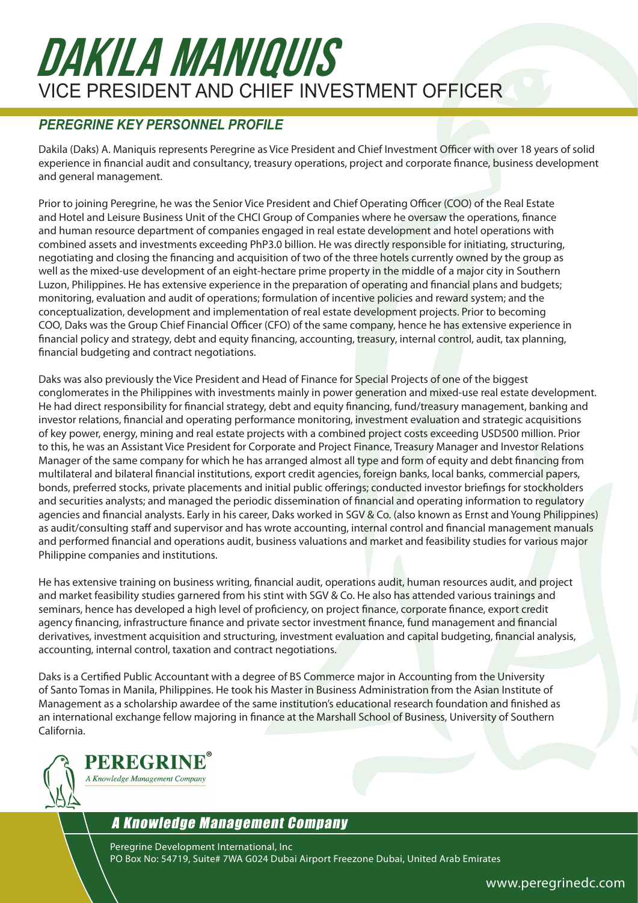# DAKILA MANIQUIS

## VICE PRESIDENT AND CHIEF INVESTMENT OFFICER

### *PEREGRINE KEY PERSONNEL PROFILE*

Dakila (Daks) A. Maniquis represents Peregrine as Vice President and Chief Investment Officer with over 18 years of solid experience in financial audit and consultancy, treasury operations, project and corporate finance, business development and general management.

Prior to joining Peregrine, he was the Senior Vice President and Chief Operating Officer (COO) of the Real Estate and Hotel and Leisure Business Unit of the CHCI Group of Companies where he oversaw the operations, finance and human resource department of companies engaged in real estate development and hotel operations with combined assets and investments exceeding PhP3.0 billion. He was directly responsible for initiating, structuring, negotiating and closing the financing and acquisition of two of the three hotels currently owned by the group as well as the mixed-use development of an eight-hectare prime property in the middle of a major city in Southern Luzon, Philippines. He has extensive experience in the preparation of operating and financial plans and budgets; monitoring, evaluation and audit of operations; formulation of incentive policies and reward system; and the conceptualization, development and implementation of real estate development projects. Prior to becoming COO, Daks was the Group Chief Financial Officer (CFO) of the same company, hence he has extensive experience in financial policy and strategy, debt and equity financing, accounting, treasury, internal control, audit, tax planning, financial budgeting and contract negotiations.

Daks was also previously the Vice President and Head of Finance for Special Projects of one of the biggest conglomerates in the Philippines with investments mainly in power generation and mixed-use real estate development. He had direct responsibility for financial strategy, debt and equity financing, fund/treasury management, banking and investor relations, financial and operating performance monitoring, investment evaluation and strategic acquisitions of key power, energy, mining and real estate projects with a combined project costs exceeding USD500 million. Prior to this, he was an Assistant Vice President for Corporate and Project Finance, Treasury Manager and Investor Relations Manager of the same company for which he has arranged almost all type and form of equity and debt financing from multilateral and bilateral financial institutions, export credit agencies, foreign banks, local banks, commercial papers, bonds, preferred stocks, private placements and initial public offerings; conducted investor briefings for stockholders and securities analysts; and managed the periodic dissemination of financial and operating information to regulatory agencies and financial analysts. Early in his career, Daks worked in SGV & Co. (also known as Ernst and Young Philippines) as audit/consulting staff and supervisor and has wrote accounting, internal control and financial management manuals and performed financial and operations audit, business valuations and market and feasibility studies for various major Philippine companies and institutions.

He has extensive training on business writing, financial audit, operations audit, human resources audit, and project and market feasibility studies garnered from his stint with SGV & Co. He also has attended various trainings and seminars, hence has developed a high level of proficiency, on project finance, corporate finance, export credit agency financing, infrastructure finance and private sector investment finance, fund management and financial derivatives, investment acquisition and structuring, investment evaluation and capital budgeting, financial analysis, accounting, internal control, taxation and contract negotiations.

Daks is a Certified Public Accountant with a degree of BS Commerce major in Accounting from the University of Santo Tomas in Manila, Philippines. He took his Master in Business Administration from the Asian Institute of Management as a scholarship awardee of the same institution's educational research foundation and finished as an international exchange fellow majoring in finance at the Marshall School of Business, University of Southern California.

**PEREGRINE®**
*A Knowledge Management Company*

*A Knowledge Management Company*

Peregrine Development International, Inc
PO Box No: 54719, Suite# 7WA G024 Dubai Airport Freezone Dubai, United Arab Emirates

www.peregrinedc.com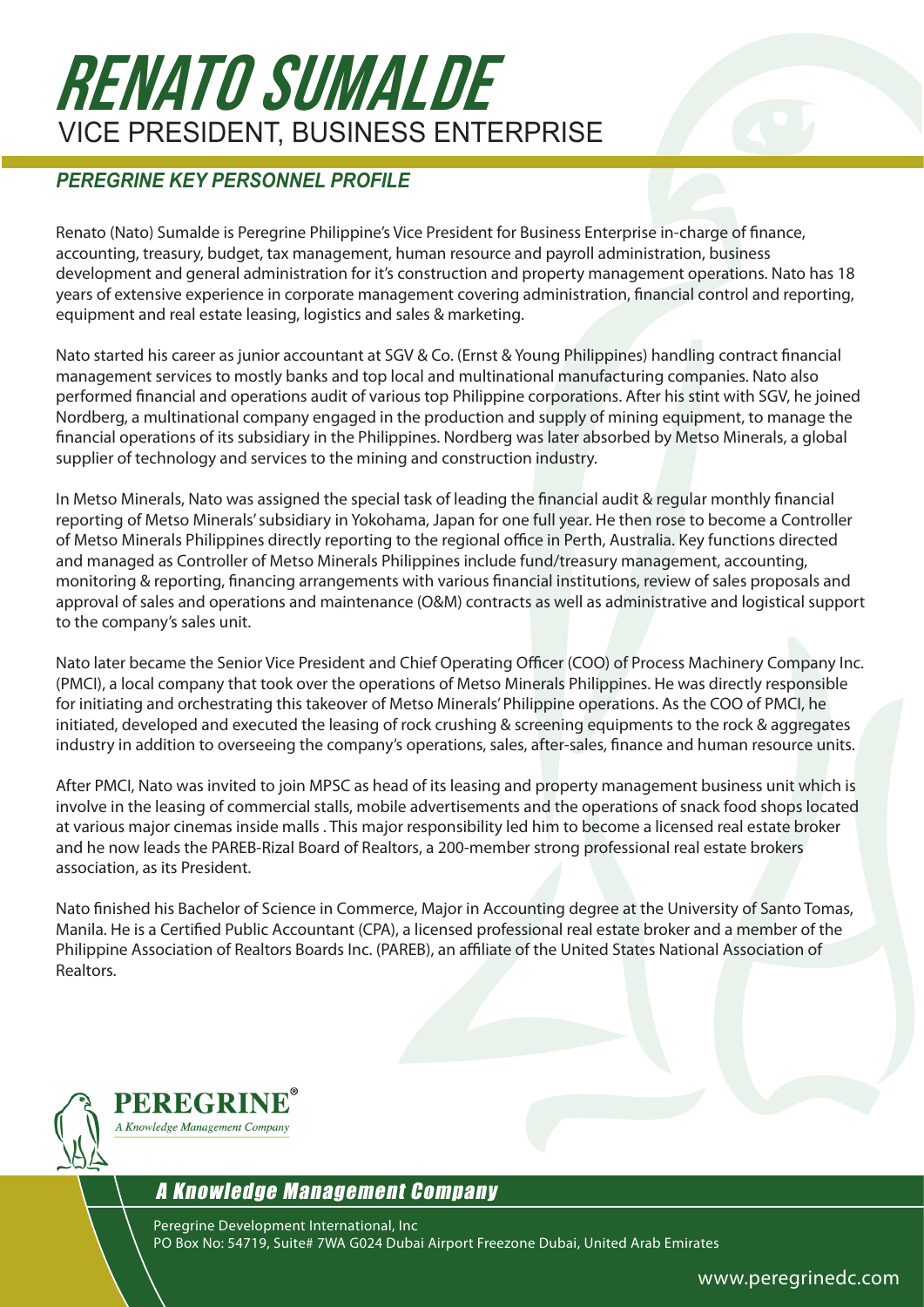# RENATO SUMALDE

## VICE PRESIDENT, BUSINESS ENTERPRISE

### *PEREGRINE KEY PERSONNEL PROFILE*

Renato (Nato) Sumalde is Peregrine Philippine's Vice President for Business Enterprise in-charge of finance, accounting, treasury, budget, tax management, human resource and payroll administration, business development and general administration for it's construction and property management operations. Nato has 18 years of extensive experience in corporate management covering administration, financial control and reporting, equipment and real estate leasing, logistics and sales & marketing.

Nato started his career as junior accountant at SGV & Co. (Ernst & Young Philippines) handling contract financial management services to mostly banks and top local and multinational manufacturing companies. Nato also performed financial and operations audit of various top Philippine corporations. After his stint with SGV, he joined Nordberg, a multinational company engaged in the production and supply of mining equipment, to manage the financial operations of its subsidiary in the Philippines. Nordberg was later absorbed by Metso Minerals, a global supplier of technology and services to the mining and construction industry.

In Metso Minerals, Nato was assigned the special task of leading the financial audit & regular monthly financial reporting of Metso Minerals' subsidiary in Yokohama, Japan for one full year. He then rose to become a Controller of Metso Minerals Philippines directly reporting to the regional office in Perth, Australia. Key functions directed and managed as Controller of Metso Minerals Philippines include fund/treasury management, accounting, monitoring & reporting, financing arrangements with various financial institutions, review of sales proposals and approval of sales and operations and maintenance (O&M) contracts as well as administrative and logistical support to the company's sales unit.

Nato later became the Senior Vice President and Chief Operating Officer (COO) of Process Machinery Company Inc. (PMCI), a local company that took over the operations of Metso Minerals Philippines. He was directly responsible for initiating and orchestrating this takeover of Metso Minerals' Philippine operations. As the COO of PMCI, he initiated, developed and executed the leasing of rock crushing & screening equipments to the rock & aggregates industry in addition to overseeing the company's operations, sales, after-sales, finance and human resource units.

After PMCI, Nato was invited to join MPSC as head of its leasing and property management business unit which is involve in the leasing of commercial stalls, mobile advertisements and the operations of snack food shops located at various major cinemas inside malls . This major responsibility led him to become a licensed real estate broker and he now leads the PAREB-Rizal Board of Realtors, a 200-member strong professional real estate brokers association, as its President.

Nato finished his Bachelor of Science in Commerce, Major in Accounting degree at the University of Santo Tomas, Manila. He is a Certified Public Accountant (CPA), a licensed professional real estate broker and a member of the Philippine Association of Realtors Boards Inc. (PAREB), an affiliate of the United States National Association of Realtors.

**PEREGRINE®**
*A Knowledge Management Company*

*A Knowledge Management Company*

Peregrine Development International, Inc
PO Box No: 54719, Suite# 7WA G024 Dubai Airport Freezone Dubai, United Arab Emirates

www.peregrinedc.com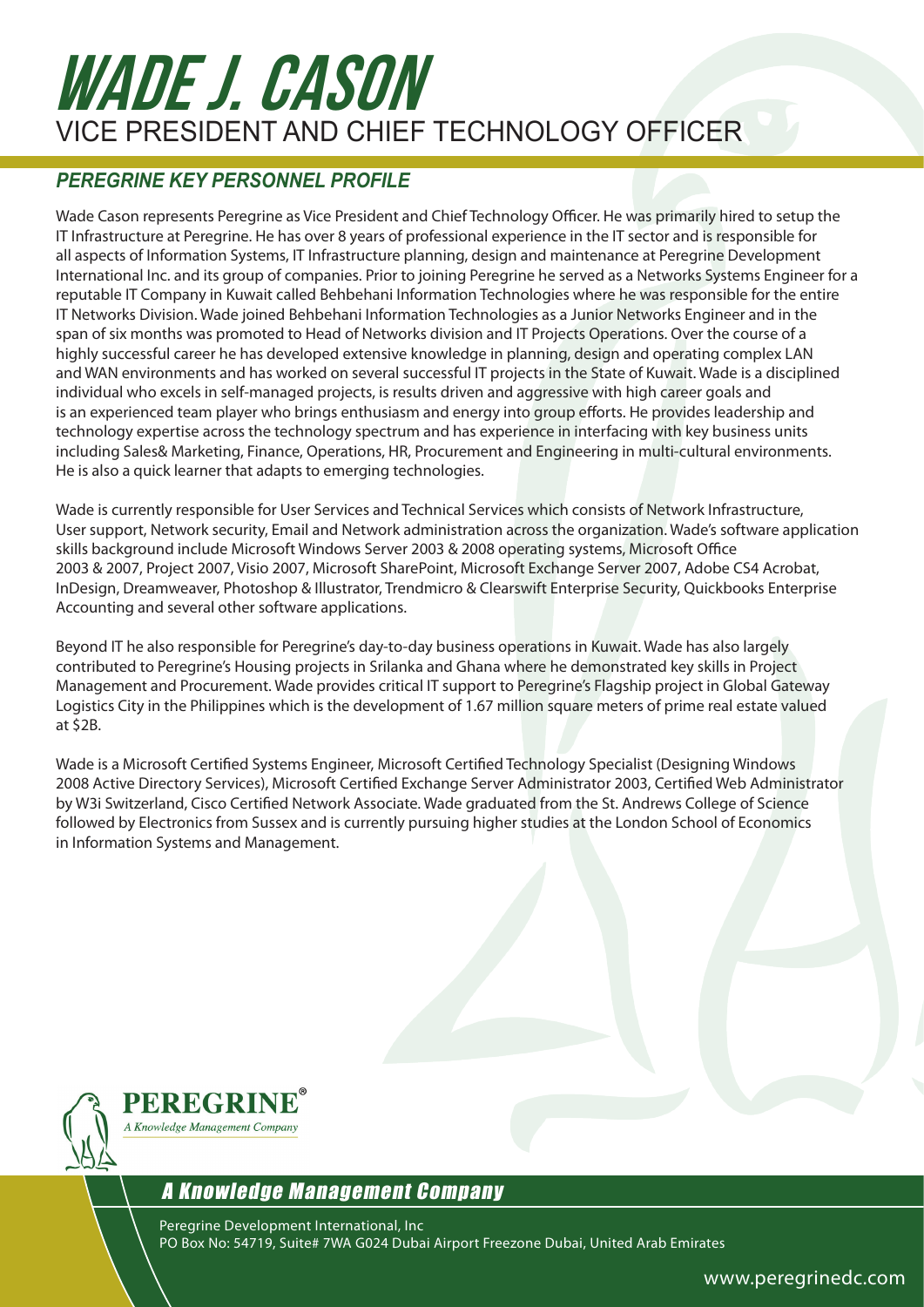# WADE J. CASON

## VICE PRESIDENT AND CHIEF TECHNOLOGY OFFICER

### *PEREGRINE KEY PERSONNEL PROFILE*

Wade Cason represents Peregrine as Vice President and Chief Technology Officer. He was primarily hired to setup the IT Infrastructure at Peregrine. He has over 8 years of professional experience in the IT sector and is responsible for all aspects of Information Systems, IT Infrastructure planning, design and maintenance at Peregrine Development International Inc. and its group of companies. Prior to joining Peregrine he served as a Networks Systems Engineer for a reputable IT Company in Kuwait called Behbehani Information Technologies where he was responsible for the entire IT Networks Division. Wade joined Behbehani Information Technologies as a Junior Networks Engineer and in the span of six months was promoted to Head of Networks division and IT Projects Operations. Over the course of a highly successful career he has developed extensive knowledge in planning, design and operating complex LAN and WAN environments and has worked on several successful IT projects in the State of Kuwait. Wade is a disciplined individual who excels in self-managed projects, is results driven and aggressive with high career goals and is an experienced team player who brings enthusiasm and energy into group efforts. He provides leadership and technology expertise across the technology spectrum and has experience in interfacing with key business units including Sales& Marketing, Finance, Operations, HR, Procurement and Engineering in multi-cultural environments. He is also a quick learner that adapts to emerging technologies.

Wade is currently responsible for User Services and Technical Services which consists of Network Infrastructure, User support, Network security, Email and Network administration across the organization. Wade's software application skills background include Microsoft Windows Server 2003 & 2008 operating systems, Microsoft Office 2003 & 2007, Project 2007, Visio 2007, Microsoft SharePoint, Microsoft Exchange Server 2007, Adobe CS4 Acrobat, InDesign, Dreamweaver, Photoshop & Illustrator, Trendmicro & Clearswift Enterprise Security, Quickbooks Enterprise Accounting and several other software applications.

Beyond IT he also responsible for Peregrine's day-to-day business operations in Kuwait. Wade has also largely contributed to Peregrine's Housing projects in Srilanka and Ghana where he demonstrated key skills in Project Management and Procurement. Wade provides critical IT support to Peregrine's Flagship project in Global Gateway Logistics City in the Philippines which is the development of 1.67 million square meters of prime real estate valued at $2B.

Wade is a Microsoft Certified Systems Engineer, Microsoft Certified Technology Specialist (Designing Windows 2008 Active Directory Services), Microsoft Certified Exchange Server Administrator 2003, Certified Web Administrator by W3i Switzerland, Cisco Certified Network Associate. Wade graduated from the St. Andrews College of Science followed by Electronics from Sussex and is currently pursuing higher studies at the London School of Economics in Information Systems and Management.

**PEREGRINE®**
*A Knowledge Management Company*

*A Knowledge Management Company*

Peregrine Development International, Inc
PO Box No: 54719, Suite# 7WA G024 Dubai Airport Freezone Dubai, United Arab Emirates

www.peregrinedc.com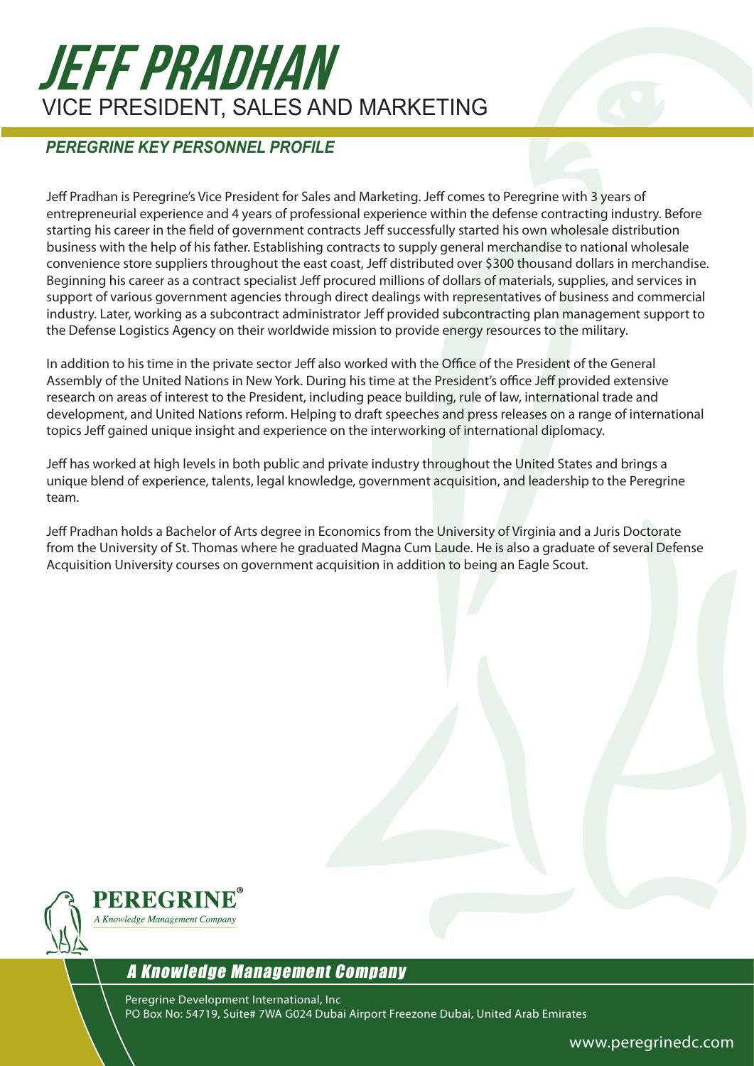# JEFF PRADHAN

## VICE PRESIDENT, SALES AND MARKETING

### *PEREGRINE KEY PERSONNEL PROFILE*

Jeff Pradhan is Peregrine's Vice President for Sales and Marketing. Jeff comes to Peregrine with 3 years of entrepreneurial experience and 4 years of professional experience within the defense contracting industry. Before starting his career in the field of government contracts Jeff successfully started his own wholesale distribution business with the help of his father. Establishing contracts to supply general merchandise to national wholesale convenience store suppliers throughout the east coast, Jeff distributed over $300 thousand dollars in merchandise. Beginning his career as a contract specialist Jeff procured millions of dollars of materials, supplies, and services in support of various government agencies through direct dealings with representatives of business and commercial industry. Later, working as a subcontract administrator Jeff provided subcontracting plan management support to the Defense Logistics Agency on their worldwide mission to provide energy resources to the military.

In addition to his time in the private sector Jeff also worked with the Office of the President of the General Assembly of the United Nations in New York. During his time at the President's office Jeff provided extensive research on areas of interest to the President, including peace building, rule of law, international trade and development, and United Nations reform. Helping to draft speeches and press releases on a range of international topics Jeff gained unique insight and experience on the interworking of international diplomacy.

Jeff has worked at high levels in both public and private industry throughout the United States and brings a unique blend of experience, talents, legal knowledge, government acquisition, and leadership to the Peregrine team.

Jeff Pradhan holds a Bachelor of Arts degree in Economics from the University of Virginia and a Juris Doctorate from the University of St. Thomas where he graduated Magna Cum Laude. He is also a graduate of several Defense Acquisition University courses on government acquisition in addition to being an Eagle Scout.

**PEREGRINE®**
*A Knowledge Management Company*

*A Knowledge Management Company*

Peregrine Development International, Inc
PO Box No: 54719, Suite# 7WA G024 Dubai Airport Freezone Dubai, United Arab Emirates

www.peregrinedc.com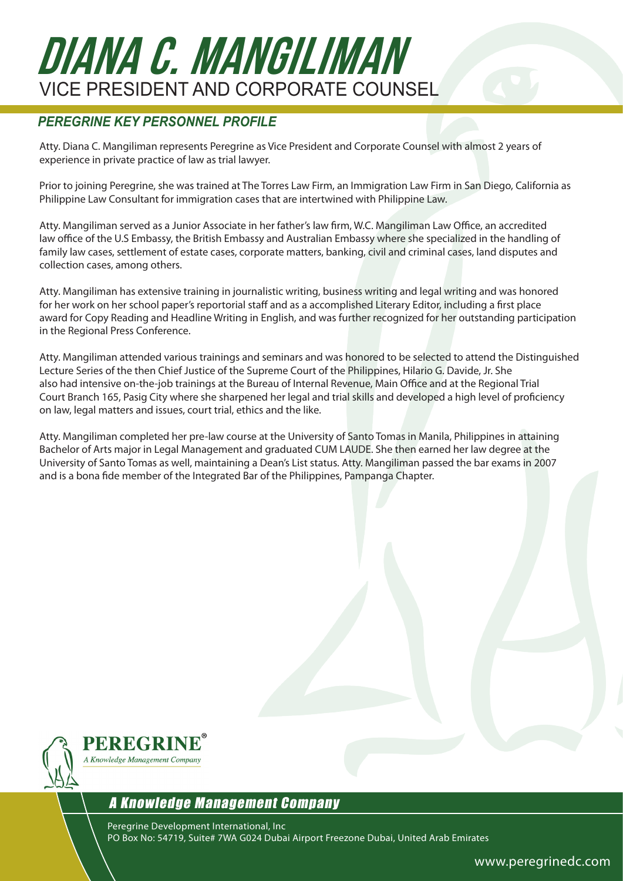# DIANA C. MANGILIMAN

## VICE PRESIDENT AND CORPORATE COUNSEL

### *PEREGRINE KEY PERSONNEL PROFILE*

Atty. Diana C. Mangiliman represents Peregrine as Vice President and Corporate Counsel with almost 2 years of experience in private practice of law as trial lawyer.

Prior to joining Peregrine, she was trained at The Torres Law Firm, an Immigration Law Firm in San Diego, California as Philippine Law Consultant for immigration cases that are intertwined with Philippine Law.

Atty. Mangiliman served as a Junior Associate in her father's law firm, W.C. Mangiliman Law Office, an accredited law office of the U.S Embassy, the British Embassy and Australian Embassy where she specialized in the handling of family law cases, settlement of estate cases, corporate matters, banking, civil and criminal cases, land disputes and collection cases, among others.

Atty. Mangiliman has extensive training in journalistic writing, business writing and legal writing and was honored for her work on her school paper's reportorial staff and as a accomplished Literary Editor, including a first place award for Copy Reading and Headline Writing in English, and was further recognized for her outstanding participation in the Regional Press Conference.

Atty. Mangiliman attended various trainings and seminars and was honored to be selected to attend the Distinguished Lecture Series of the then Chief Justice of the Supreme Court of the Philippines, Hilario G. Davide, Jr. She also had intensive on-the-job trainings at the Bureau of Internal Revenue, Main Office and at the Regional Trial Court Branch 165, Pasig City where she sharpened her legal and trial skills and developed a high level of proficiency on law, legal matters and issues, court trial, ethics and the like.

Atty. Mangiliman completed her pre-law course at the University of Santo Tomas in Manila, Philippines in attaining Bachelor of Arts major in Legal Management and graduated CUM LAUDE. She then earned her law degree at the University of Santo Tomas as well, maintaining a Dean's List status. Atty. Mangiliman passed the bar exams in 2007 and is a bona fide member of the Integrated Bar of the Philippines, Pampanga Chapter.

**PEREGRINE®**
*A Knowledge Management Company*

*A Knowledge Management Company*

Peregrine Development International, Inc
PO Box No: 54719, Suite# 7WA G024 Dubai Airport Freezone Dubai, United Arab Emirates

www.peregrinedc.com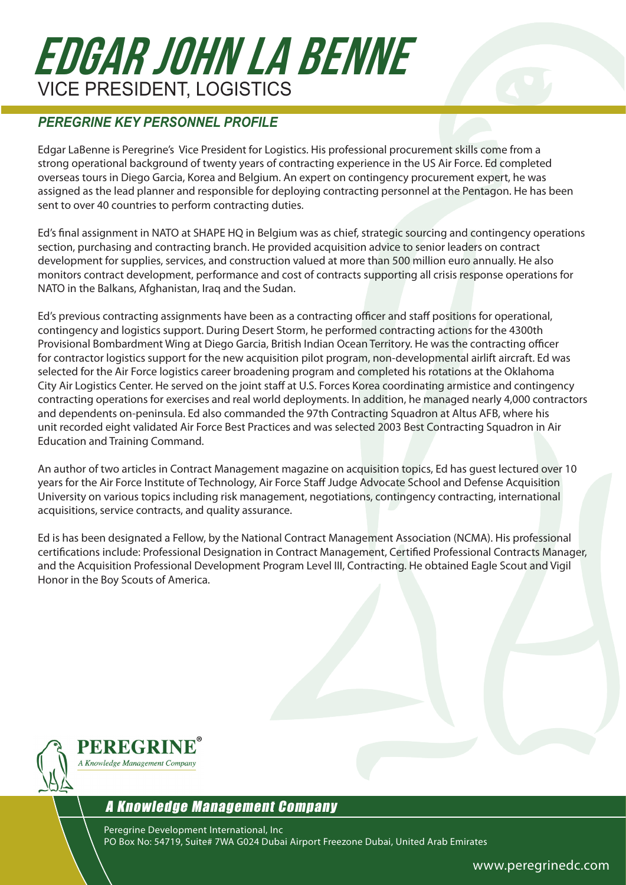# EDGAR JOHN LA BENNE

VICE PRESIDENT, LOGISTICS

## *PEREGRINE KEY PERSONNEL PROFILE*

Edgar LaBenne is Peregrine's Vice President for Logistics. His professional procurement skills come from a strong operational background of twenty years of contracting experience in the US Air Force. Ed completed overseas tours in Diego Garcia, Korea and Belgium. An expert on contingency procurement expert, he was assigned as the lead planner and responsible for deploying contracting personnel at the Pentagon. He has been sent to over 40 countries to perform contracting duties.

Ed's final assignment in NATO at SHAPE HQ in Belgium was as chief, strategic sourcing and contingency operations section, purchasing and contracting branch. He provided acquisition advice to senior leaders on contract development for supplies, services, and construction valued at more than 500 million euro annually. He also monitors contract development, performance and cost of contracts supporting all crisis response operations for NATO in the Balkans, Afghanistan, Iraq and the Sudan.

Ed's previous contracting assignments have been as a contracting officer and staff positions for operational, contingency and logistics support. During Desert Storm, he performed contracting actions for the 4300th Provisional Bombardment Wing at Diego Garcia, British Indian Ocean Territory. He was the contracting officer for contractor logistics support for the new acquisition pilot program, non-developmental airlift aircraft. Ed was selected for the Air Force logistics career broadening program and completed his rotations at the Oklahoma City Air Logistics Center. He served on the joint staff at U.S. Forces Korea coordinating armistice and contingency contracting operations for exercises and real world deployments. In addition, he managed nearly 4,000 contractors and dependents on-peninsula. Ed also commanded the 97th Contracting Squadron at Altus AFB, where his unit recorded eight validated Air Force Best Practices and was selected 2003 Best Contracting Squadron in Air Education and Training Command.

An author of two articles in Contract Management magazine on acquisition topics, Ed has guest lectured over 10 years for the Air Force Institute of Technology, Air Force Staff Judge Advocate School and Defense Acquisition University on various topics including risk management, negotiations, contingency contracting, international acquisitions, service contracts, and quality assurance.

Ed is has been designated a Fellow, by the National Contract Management Association (NCMA). His professional certifications include: Professional Designation in Contract Management, Certified Professional Contracts Manager, and the Acquisition Professional Development Program Level III, Contracting. He obtained Eagle Scout and Vigil Honor in the Boy Scouts of America.

**PEREGRINE**®
*A Knowledge Management Company*

*A Knowledge Management Company*

Peregrine Development International, Inc
PO Box No: 54719, Suite# 7WA G024 Dubai Airport Freezone Dubai, United Arab Emirates

www.peregrinedc.com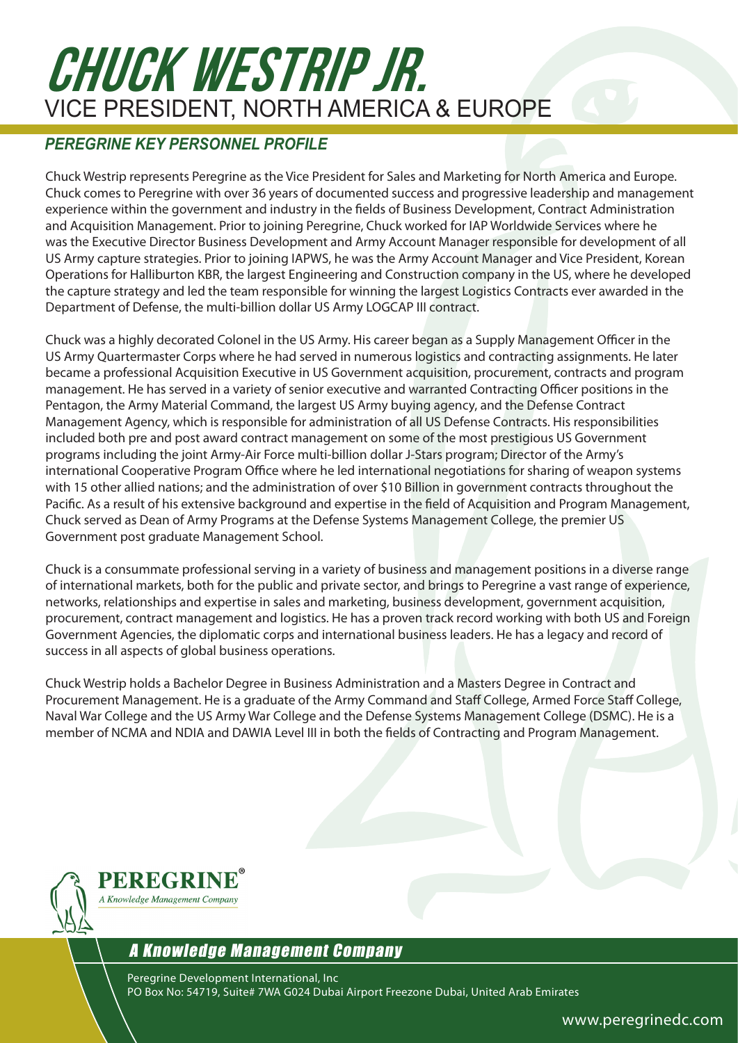# CHUCK WESTRIP JR.

## VICE PRESIDENT, NORTH AMERICA & EUROPE

### *PEREGRINE KEY PERSONNEL PROFILE*

Chuck Westrip represents Peregrine as the Vice President for Sales and Marketing for North America and Europe. Chuck comes to Peregrine with over 36 years of documented success and progressive leadership and management experience within the government and industry in the fields of Business Development, Contract Administration and Acquisition Management. Prior to joining Peregrine, Chuck worked for IAP Worldwide Services where he was the Executive Director Business Development and Army Account Manager responsible for development of all US Army capture strategies. Prior to joining IAPWS, he was the Army Account Manager and Vice President, Korean Operations for Halliburton KBR, the largest Engineering and Construction company in the US, where he developed the capture strategy and led the team responsible for winning the largest Logistics Contracts ever awarded in the Department of Defense, the multi-billion dollar US Army LOGCAP III contract.

Chuck was a highly decorated Colonel in the US Army. His career began as a Supply Management Officer in the US Army Quartermaster Corps where he had served in numerous logistics and contracting assignments. He later became a professional Acquisition Executive in US Government acquisition, procurement, contracts and program management. He has served in a variety of senior executive and warranted Contracting Officer positions in the Pentagon, the Army Material Command, the largest US Army buying agency, and the Defense Contract Management Agency, which is responsible for administration of all US Defense Contracts. His responsibilities included both pre and post award contract management on some of the most prestigious US Government programs including the joint Army-Air Force multi-billion dollar J-Stars program; Director of the Army's international Cooperative Program Office where he led international negotiations for sharing of weapon systems with 15 other allied nations; and the administration of over $10 Billion in government contracts throughout the Pacific. As a result of his extensive background and expertise in the field of Acquisition and Program Management, Chuck served as Dean of Army Programs at the Defense Systems Management College, the premier US Government post graduate Management School.

Chuck is a consummate professional serving in a variety of business and management positions in a diverse range of international markets, both for the public and private sector, and brings to Peregrine a vast range of experience, networks, relationships and expertise in sales and marketing, business development, government acquisition, procurement, contract management and logistics. He has a proven track record working with both US and Foreign Government Agencies, the diplomatic corps and international business leaders. He has a legacy and record of success in all aspects of global business operations.

Chuck Westrip holds a Bachelor Degree in Business Administration and a Masters Degree in Contract and Procurement Management. He is a graduate of the Army Command and Staff College, Armed Force Staff College, Naval War College and the US Army War College and the Defense Systems Management College (DSMC). He is a member of NCMA and NDIA and DAWIA Level III in both the fields of Contracting and Program Management.

**PEREGRINE®**
*A Knowledge Management Company*

*A Knowledge Management Company*

Peregrine Development International, Inc
PO Box No: 54719, Suite# 7WA G024 Dubai Airport Freezone Dubai, United Arab Emirates

www.peregrinedc.com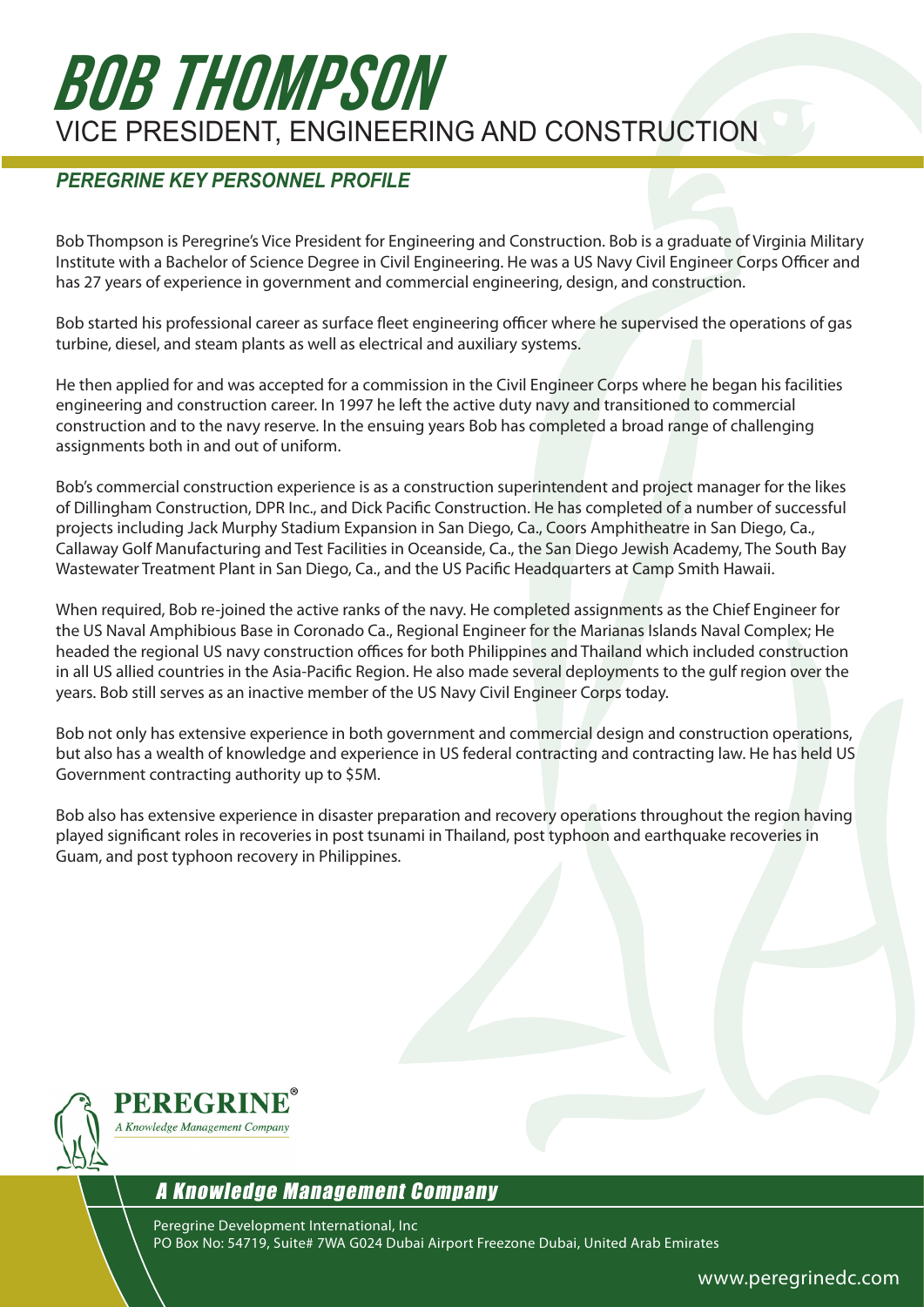# BOB THOMPSON

## VICE PRESIDENT, ENGINEERING AND CONSTRUCTION

### *PEREGRINE KEY PERSONNEL PROFILE*

Bob Thompson is Peregrine's Vice President for Engineering and Construction. Bob is a graduate of Virginia Military Institute with a Bachelor of Science Degree in Civil Engineering. He was a US Navy Civil Engineer Corps Officer and has 27 years of experience in government and commercial engineering, design, and construction.

Bob started his professional career as surface fleet engineering officer where he supervised the operations of gas turbine, diesel, and steam plants as well as electrical and auxiliary systems.

He then applied for and was accepted for a commission in the Civil Engineer Corps where he began his facilities engineering and construction career. In 1997 he left the active duty navy and transitioned to commercial construction and to the navy reserve. In the ensuing years Bob has completed a broad range of challenging assignments both in and out of uniform.

Bob's commercial construction experience is as a construction superintendent and project manager for the likes of Dillingham Construction, DPR Inc., and Dick Pacific Construction. He has completed of a number of successful projects including Jack Murphy Stadium Expansion in San Diego, Ca., Coors Amphitheatre in San Diego, Ca., Callaway Golf Manufacturing and Test Facilities in Oceanside, Ca., the San Diego Jewish Academy, The South Bay Wastewater Treatment Plant in San Diego, Ca., and the US Pacific Headquarters at Camp Smith Hawaii.

When required, Bob re-joined the active ranks of the navy. He completed assignments as the Chief Engineer for the US Naval Amphibious Base in Coronado Ca., Regional Engineer for the Marianas Islands Naval Complex; He headed the regional US navy construction offices for both Philippines and Thailand which included construction in all US allied countries in the Asia-Pacific Region. He also made several deployments to the gulf region over the years. Bob still serves as an inactive member of the US Navy Civil Engineer Corps today.

Bob not only has extensive experience in both government and commercial design and construction operations, but also has a wealth of knowledge and experience in US federal contracting and contracting law. He has held US Government contracting authority up to $5M.

Bob also has extensive experience in disaster preparation and recovery operations throughout the region having played significant roles in recoveries in post tsunami in Thailand, post typhoon and earthquake recoveries in Guam, and post typhoon recovery in Philippines.

**PEREGRINE®**
*A Knowledge Management Company*

*A Knowledge Management Company*

Peregrine Development International, Inc
PO Box No: 54719, Suite# 7WA G024 Dubai Airport Freezone Dubai, United Arab Emirates

www.peregrinedc.com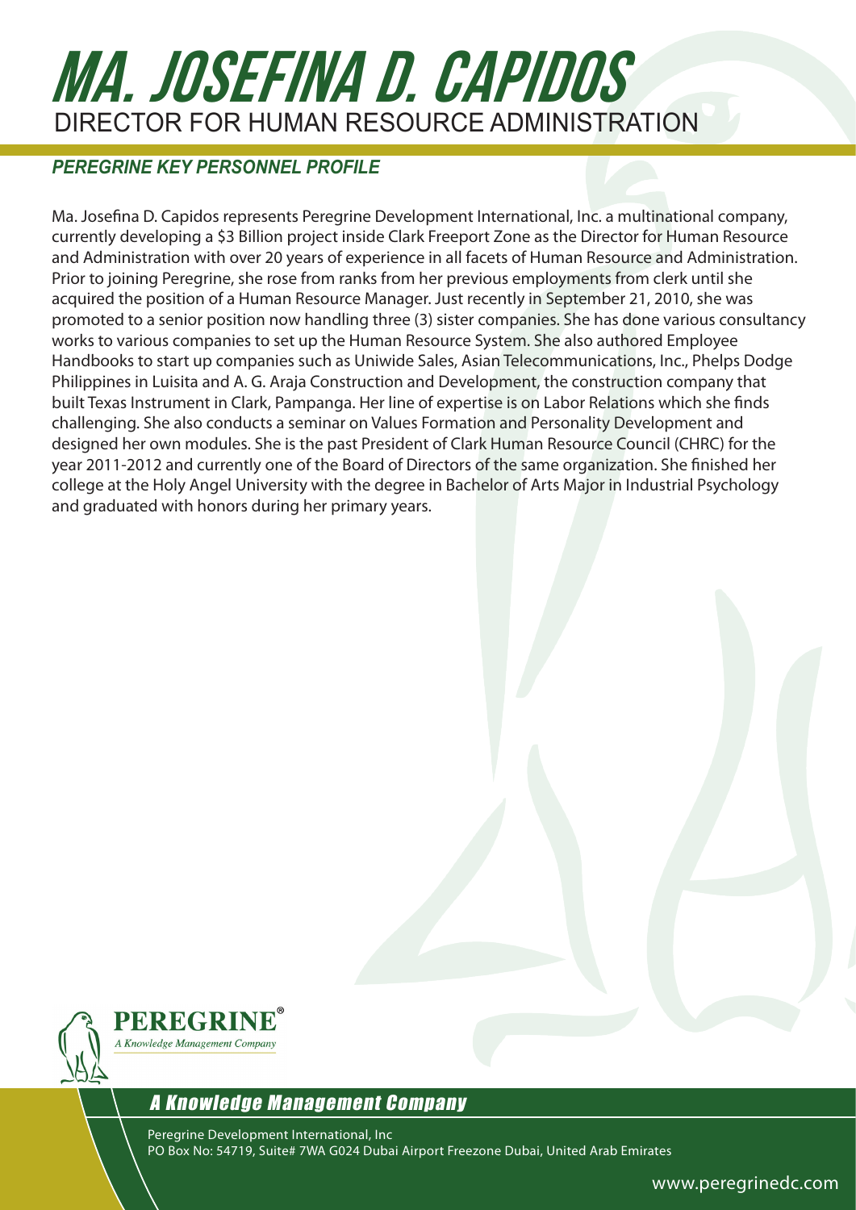# MA. JOSEFINA D. CAPIDOS

## DIRECTOR FOR HUMAN RESOURCE ADMINISTRATION

### *PEREGRINE KEY PERSONNEL PROFILE*

Ma. Josefina D. Capidos represents Peregrine Development International, Inc. a multinational company, currently developing a $3 Billion project inside Clark Freeport Zone as the Director for Human Resource and Administration with over 20 years of experience in all facets of Human Resource and Administration. Prior to joining Peregrine, she rose from ranks from her previous employments from clerk until she acquired the position of a Human Resource Manager. Just recently in September 21, 2010, she was promoted to a senior position now handling three (3) sister companies. She has done various consultancy works to various companies to set up the Human Resource System. She also authored Employee Handbooks to start up companies such as Uniwide Sales, Asian Telecommunications, Inc., Phelps Dodge Philippines in Luisita and A. G. Araja Construction and Development, the construction company that built Texas Instrument in Clark, Pampanga. Her line of expertise is on Labor Relations which she finds challenging. She also conducts a seminar on Values Formation and Personality Development and designed her own modules. She is the past President of Clark Human Resource Council (CHRC) for the year 2011-2012 and currently one of the Board of Directors of the same organization. She finished her college at the Holy Angel University with the degree in Bachelor of Arts Major in Industrial Psychology and graduated with honors during her primary years.

**PEREGRINE®**
*A Knowledge Management Company*

*A Knowledge Management Company*

Peregrine Development International, Inc
PO Box No: 54719, Suite# 7WA G024 Dubai Airport Freezone Dubai, United Arab Emirates

www.peregrinedc.com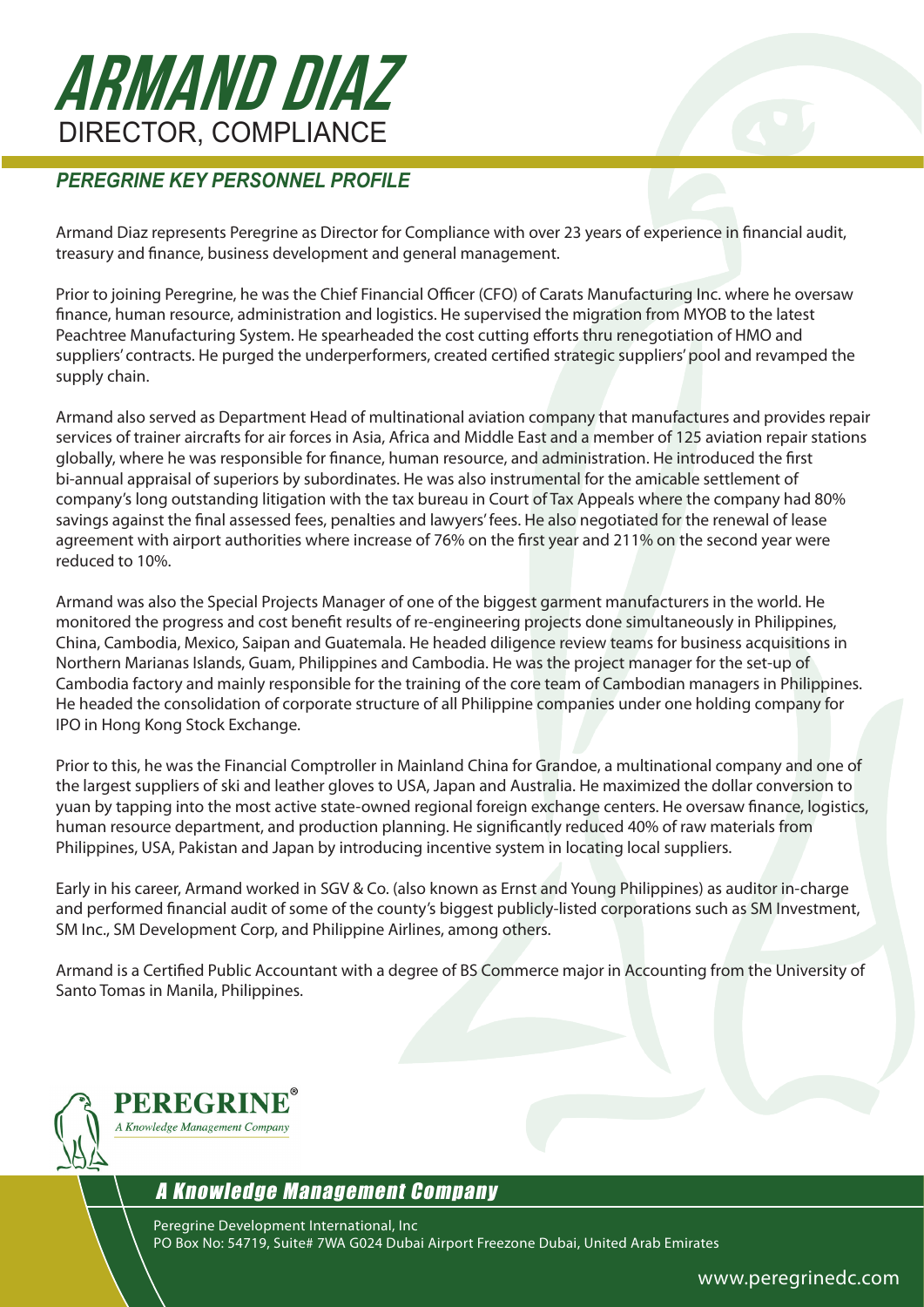# ARMAND DIAZ

## DIRECTOR, COMPLIANCE

### *PEREGRINE KEY PERSONNEL PROFILE*

Armand Diaz represents Peregrine as Director for Compliance with over 23 years of experience in financial audit, treasury and finance, business development and general management.

Prior to joining Peregrine, he was the Chief Financial Officer (CFO) of Carats Manufacturing Inc. where he oversaw finance, human resource, administration and logistics. He supervised the migration from MYOB to the latest Peachtree Manufacturing System. He spearheaded the cost cutting efforts thru renegotiation of HMO and suppliers' contracts. He purged the underperformers, created certified strategic suppliers' pool and revamped the supply chain.

Armand also served as Department Head of multinational aviation company that manufactures and provides repair services of trainer aircrafts for air forces in Asia, Africa and Middle East and a member of 125 aviation repair stations globally, where he was responsible for finance, human resource, and administration. He introduced the first bi-annual appraisal of superiors by subordinates. He was also instrumental for the amicable settlement of company's long outstanding litigation with the tax bureau in Court of Tax Appeals where the company had 80% savings against the final assessed fees, penalties and lawyers' fees. He also negotiated for the renewal of lease agreement with airport authorities where increase of 76% on the first year and 211% on the second year were reduced to 10%.

Armand was also the Special Projects Manager of one of the biggest garment manufacturers in the world. He monitored the progress and cost benefit results of re-engineering projects done simultaneously in Philippines, China, Cambodia, Mexico, Saipan and Guatemala. He headed diligence review teams for business acquisitions in Northern Marianas Islands, Guam, Philippines and Cambodia. He was the project manager for the set-up of Cambodia factory and mainly responsible for the training of the core team of Cambodian managers in Philippines. He headed the consolidation of corporate structure of all Philippine companies under one holding company for IPO in Hong Kong Stock Exchange.

Prior to this, he was the Financial Comptroller in Mainland China for Grandoe, a multinational company and one of the largest suppliers of ski and leather gloves to USA, Japan and Australia. He maximized the dollar conversion to yuan by tapping into the most active state-owned regional foreign exchange centers. He oversaw finance, logistics, human resource department, and production planning. He significantly reduced 40% of raw materials from Philippines, USA, Pakistan and Japan by introducing incentive system in locating local suppliers.

Early in his career, Armand worked in SGV & Co. (also known as Ernst and Young Philippines) as auditor in-charge and performed financial audit of some of the county's biggest publicly-listed corporations such as SM Investment, SM Inc., SM Development Corp, and Philippine Airlines, among others.

Armand is a Certified Public Accountant with a degree of BS Commerce major in Accounting from the University of Santo Tomas in Manila, Philippines.

**PEREGRINE®**
*A Knowledge Management Company*

*A Knowledge Management Company*

Peregrine Development International, Inc
PO Box No: 54719, Suite# 7WA G024 Dubai Airport Freezone Dubai, United Arab Emirates

www.peregrinedc.com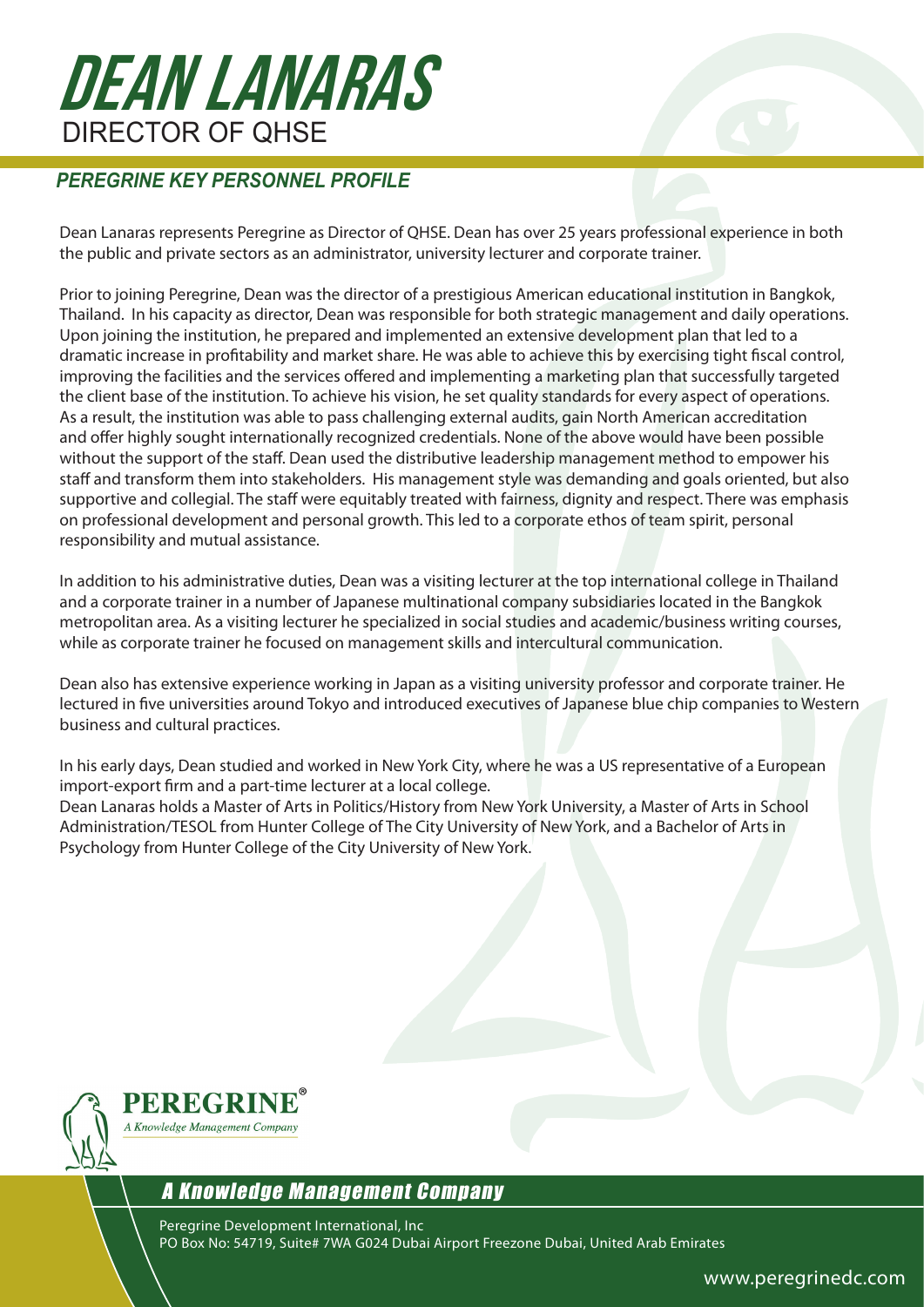# DEAN LANARAS

## DIRECTOR OF QHSE

### *PEREGRINE KEY PERSONNEL PROFILE*

Dean Lanaras represents Peregrine as Director of QHSE. Dean has over 25 years professional experience in both the public and private sectors as an administrator, university lecturer and corporate trainer.

Prior to joining Peregrine, Dean was the director of a prestigious American educational institution in Bangkok, Thailand. In his capacity as director, Dean was responsible for both strategic management and daily operations. Upon joining the institution, he prepared and implemented an extensive development plan that led to a dramatic increase in profitability and market share. He was able to achieve this by exercising tight fiscal control, improving the facilities and the services offered and implementing a marketing plan that successfully targeted the client base of the institution. To achieve his vision, he set quality standards for every aspect of operations. As a result, the institution was able to pass challenging external audits, gain North American accreditation and offer highly sought internationally recognized credentials. None of the above would have been possible without the support of the staff. Dean used the distributive leadership management method to empower his staff and transform them into stakeholders. His management style was demanding and goals oriented, but also supportive and collegial. The staff were equitably treated with fairness, dignity and respect. There was emphasis on professional development and personal growth. This led to a corporate ethos of team spirit, personal responsibility and mutual assistance.

In addition to his administrative duties, Dean was a visiting lecturer at the top international college in Thailand and a corporate trainer in a number of Japanese multinational company subsidiaries located in the Bangkok metropolitan area. As a visiting lecturer he specialized in social studies and academic/business writing courses, while as corporate trainer he focused on management skills and intercultural communication.

Dean also has extensive experience working in Japan as a visiting university professor and corporate trainer. He lectured in five universities around Tokyo and introduced executives of Japanese blue chip companies to Western business and cultural practices.

In his early days, Dean studied and worked in New York City, where he was a US representative of a European import-export firm and a part-time lecturer at a local college.
Dean Lanaras holds a Master of Arts in Politics/History from New York University, a Master of Arts in School Administration/TESOL from Hunter College of The City University of New York, and a Bachelor of Arts in Psychology from Hunter College of the City University of New York.

PEREGRINE®
*A Knowledge Management Company*

*A Knowledge Management Company*

Peregrine Development International, Inc
PO Box No: 54719, Suite# 7WA G024 Dubai Airport Freezone Dubai, United Arab Emirates

www.peregrinedc.com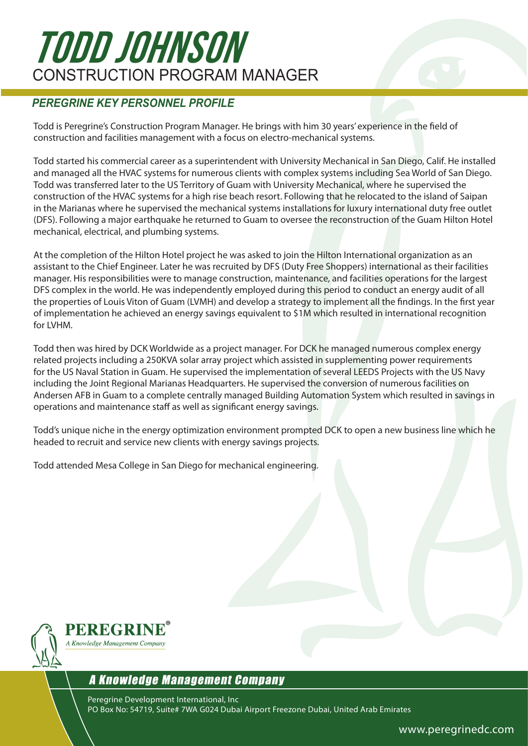# TODD JOHNSON

## CONSTRUCTION PROGRAM MANAGER

### *PEREGRINE KEY PERSONNEL PROFILE*

Todd is Peregrine's Construction Program Manager. He brings with him 30 years' experience in the field of construction and facilities management with a focus on electro-mechanical systems.

Todd started his commercial career as a superintendent with University Mechanical in San Diego, Calif. He installed and managed all the HVAC systems for numerous clients with complex systems including Sea World of San Diego. Todd was transferred later to the US Territory of Guam with University Mechanical, where he supervised the construction of the HVAC systems for a high rise beach resort. Following that he relocated to the island of Saipan in the Marianas where he supervised the mechanical systems installations for luxury international duty free outlet (DFS). Following a major earthquake he returned to Guam to oversee the reconstruction of the Guam Hilton Hotel mechanical, electrical, and plumbing systems.

At the completion of the Hilton Hotel project he was asked to join the Hilton International organization as an assistant to the Chief Engineer. Later he was recruited by DFS (Duty Free Shoppers) international as their facilities manager. His responsibilities were to manage construction, maintenance, and facilities operations for the largest DFS complex in the world. He was independently employed during this period to conduct an energy audit of all the properties of Louis Viton of Guam (LVMH) and develop a strategy to implement all the findings. In the first year of implementation he achieved an energy savings equivalent to $1M which resulted in international recognition for LVHM.

Todd then was hired by DCK Worldwide as a project manager. For DCK he managed numerous complex energy related projects including a 250KVA solar array project which assisted in supplementing power requirements for the US Naval Station in Guam. He supervised the implementation of several LEEDS Projects with the US Navy including the Joint Regional Marianas Headquarters. He supervised the conversion of numerous facilities on Andersen AFB in Guam to a complete centrally managed Building Automation System which resulted in savings in operations and maintenance staff as well as significant energy savings.

Todd's unique niche in the energy optimization environment prompted DCK to open a new business line which he headed to recruit and service new clients with energy savings projects.

Todd attended Mesa College in San Diego for mechanical engineering.

**PEREGRINE®**
*A Knowledge Management Company*

*A Knowledge Management Company*

Peregrine Development International, Inc
PO Box No: 54719, Suite# 7WA G024 Dubai Airport Freezone Dubai, United Arab Emirates

www.peregrinedc.com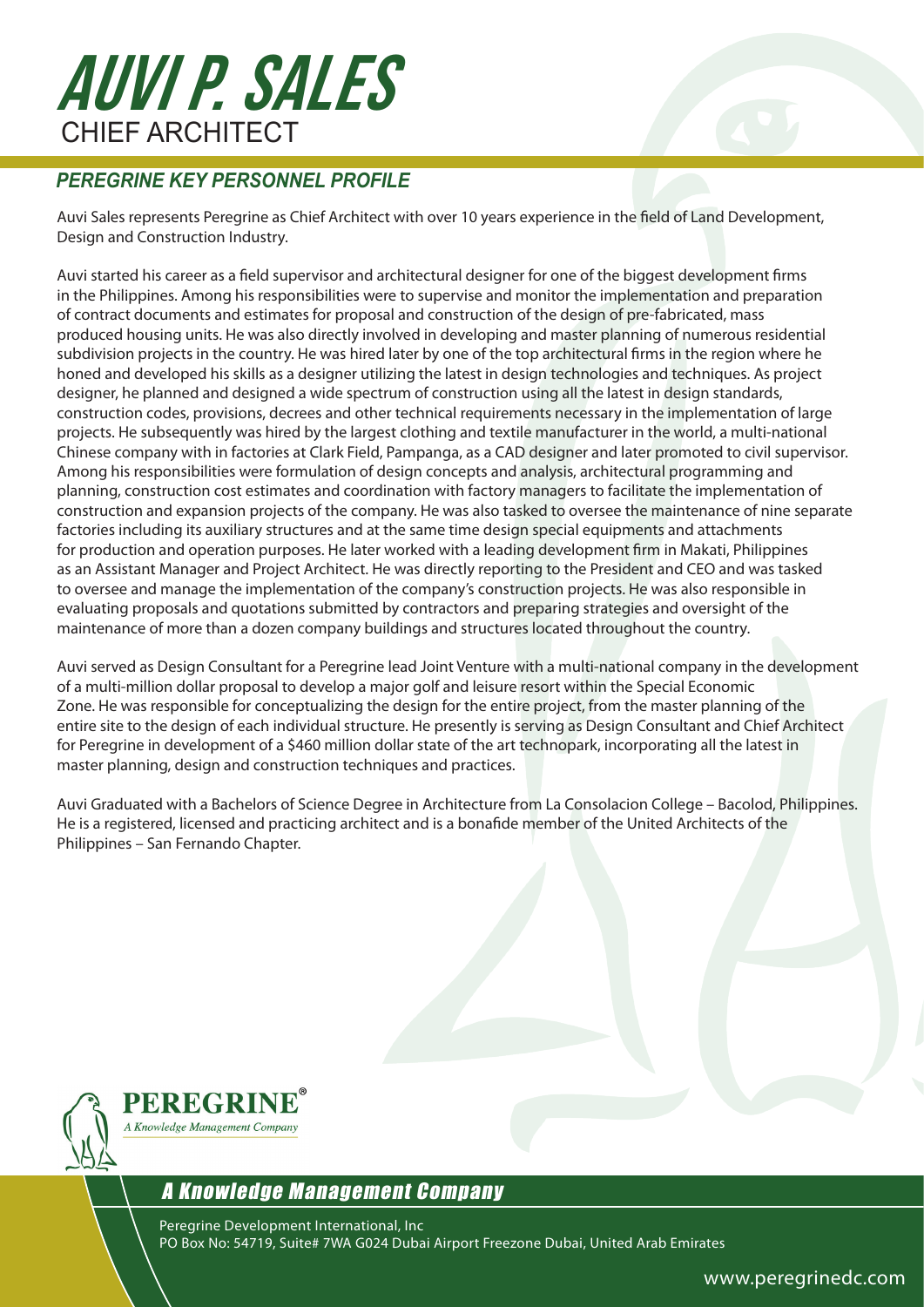# AUVI P. SALES

CHIEF ARCHITECT

## *PEREGRINE KEY PERSONNEL PROFILE*

Auvi Sales represents Peregrine as Chief Architect with over 10 years experience in the field of Land Development, Design and Construction Industry.

Auvi started his career as a field supervisor and architectural designer for one of the biggest development firms in the Philippines. Among his responsibilities were to supervise and monitor the implementation and preparation of contract documents and estimates for proposal and construction of the design of pre-fabricated, mass produced housing units. He was also directly involved in developing and master planning of numerous residential subdivision projects in the country. He was hired later by one of the top architectural firms in the region where he honed and developed his skills as a designer utilizing the latest in design technologies and techniques. As project designer, he planned and designed a wide spectrum of construction using all the latest in design standards, construction codes, provisions, decrees and other technical requirements necessary in the implementation of large projects. He subsequently was hired by the largest clothing and textile manufacturer in the world, a multi-national Chinese company with in factories at Clark Field, Pampanga, as a CAD designer and later promoted to civil supervisor. Among his responsibilities were formulation of design concepts and analysis, architectural programming and planning, construction cost estimates and coordination with factory managers to facilitate the implementation of construction and expansion projects of the company. He was also tasked to oversee the maintenance of nine separate factories including its auxiliary structures and at the same time design special equipments and attachments for production and operation purposes. He later worked with a leading development firm in Makati, Philippines as an Assistant Manager and Project Architect. He was directly reporting to the President and CEO and was tasked to oversee and manage the implementation of the company's construction projects. He was also responsible in evaluating proposals and quotations submitted by contractors and preparing strategies and oversight of the maintenance of more than a dozen company buildings and structures located throughout the country.

Auvi served as Design Consultant for a Peregrine lead Joint Venture with a multi-national company in the development of a multi-million dollar proposal to develop a major golf and leisure resort within the Special Economic Zone. He was responsible for conceptualizing the design for the entire project, from the master planning of the entire site to the design of each individual structure. He presently is serving as Design Consultant and Chief Architect for Peregrine in development of a $460 million dollar state of the art technopark, incorporating all the latest in master planning, design and construction techniques and practices.

Auvi Graduated with a Bachelors of Science Degree in Architecture from La Consolacion College – Bacolod, Philippines. He is a registered, licensed and practicing architect and is a bonafide member of the United Architects of the Philippines – San Fernando Chapter.

**PEREGRINE®**
*A Knowledge Management Company*

*A Knowledge Management Company*

Peregrine Development International, Inc
PO Box No: 54719, Suite# 7WA G024 Dubai Airport Freezone Dubai, United Arab Emirates

www.peregrinedc.com